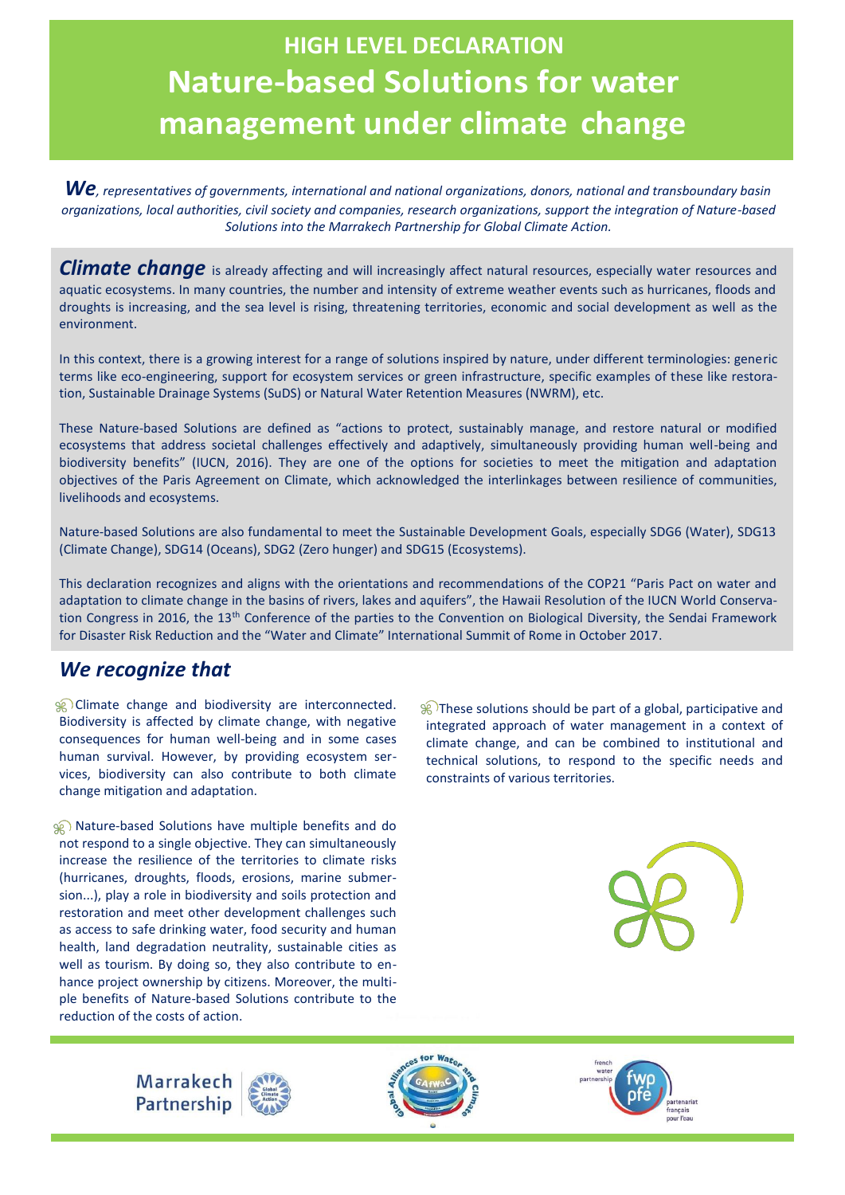# HIGH LEVEL DECLARATION
# Nature-based Solutions for water management under climate change

***We****, representatives of governments, international and national organizations, donors, national and transboundary basin organizations, local authorities, civil society and companies, research organizations, support the integration of Nature-based Solutions into the Marrakech Partnership for Global Climate Action.*

***Climate change*** is already affecting and will increasingly affect natural resources, especially water resources and aquatic ecosystems. In many countries, the number and intensity of extreme weather events such as hurricanes, floods and droughts is increasing, and the sea level is rising, threatening territories, economic and social development as well as the environment.

In this context, there is a growing interest for a range of solutions inspired by nature, under different terminologies: generic terms like eco-engineering, support for ecosystem services or green infrastructure, specific examples of these like restoration, Sustainable Drainage Systems (SuDS) or Natural Water Retention Measures (NWRM), etc.

These Nature-based Solutions are defined as "actions to protect, sustainably manage, and restore natural or modified ecosystems that address societal challenges effectively and adaptively, simultaneously providing human well-being and biodiversity benefits" (IUCN, 2016). They are one of the options for societies to meet the mitigation and adaptation objectives of the Paris Agreement on Climate, which acknowledged the interlinkages between resilience of communities, livelihoods and ecosystems.

Nature-based Solutions are also fundamental to meet the Sustainable Development Goals, especially SDG6 (Water), SDG13 (Climate Change), SDG14 (Oceans), SDG2 (Zero hunger) and SDG15 (Ecosystems).

This declaration recognizes and aligns with the orientations and recommendations of the COP21 "Paris Pact on water and adaptation to climate change in the basins of rivers, lakes and aquifers", the Hawaii Resolution of the IUCN World Conservation Congress in 2016, the 13th Conference of the parties to the Convention on Biological Diversity, the Sendai Framework for Disaster Risk Reduction and the "Water and Climate" International Summit of Rome in October 2017.

## *We recognize that*

- Climate change and biodiversity are interconnected. Biodiversity is affected by climate change, with negative consequences for human well-being and in some cases human survival. However, by providing ecosystem services, biodiversity can also contribute to both climate change mitigation and adaptation.

- Nature-based Solutions have multiple benefits and do not respond to a single objective. They can simultaneously increase the resilience of the territories to climate risks (hurricanes, droughts, floods, erosions, marine submersion...), play a role in biodiversity and soils protection and restoration and meet other development challenges such as access to safe drinking water, food security and human health, land degradation neutrality, sustainable cities as well as tourism. By doing so, they also contribute to enhance project ownership by citizens. Moreover, the multiple benefits of Nature-based Solutions contribute to the reduction of the costs of action.

- These solutions should be part of a global, participative and integrated approach of water management in a context of climate change, and can be combined to institutional and technical solutions, to respond to the specific needs and constraints of various territories.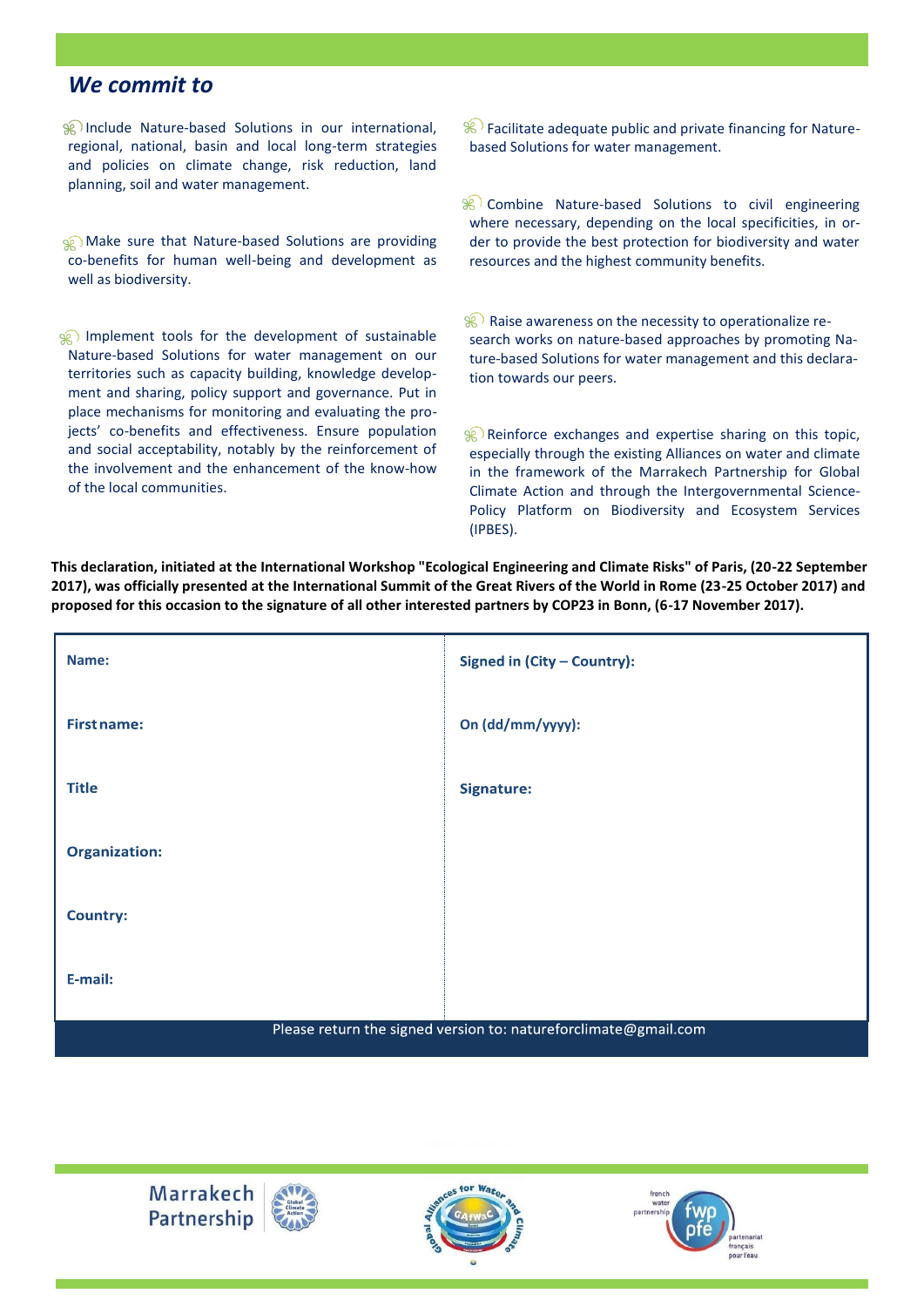## *We commit to*

- Include Nature-based Solutions in our international, regional, national, basin and local long-term strategies and policies on climate change, risk reduction, land planning, soil and water management.

- Make sure that Nature-based Solutions are providing co-benefits for human well-being and development as well as biodiversity.

- Implement tools for the development of sustainable Nature-based Solutions for water management on our territories such as capacity building, knowledge development and sharing, policy support and governance. Put in place mechanisms for monitoring and evaluating the projects' co-benefits and effectiveness. Ensure population and social acceptability, notably by the reinforcement of the involvement and the enhancement of the know-how of the local communities.

- Facilitate adequate public and private financing for Nature-based Solutions for water management.

- Combine Nature-based Solutions to civil engineering where necessary, depending on the local specificities, in order to provide the best protection for biodiversity and water resources and the highest community benefits.

- Raise awareness on the necessity to operationalize research works on nature-based approaches by promoting Nature-based Solutions for water management and this declaration towards our peers.

- Reinforce exchanges and expertise sharing on this topic, especially through the existing Alliances on water and climate in the framework of the Marrakech Partnership for Global Climate Action and through the Intergovernmental Science-Policy Platform on Biodiversity and Ecosystem Services (IPBES).

**This declaration, initiated at the International Workshop "Ecological Engineering and Climate Risks" of Paris, (20-22 September 2017), was officially presented at the International Summit of the Great Rivers of the World in Rome (23-25 October 2017) and proposed for this occasion to the signature of all other interested partners by COP23 in Bonn, (6-17 November 2017).**

| | |
|---|---|
| **Name:** | **Signed in (City – Country):** |
| **First name:** | **On (dd/mm/yyyy):** |
| **Title** | **Signature:** |
| **Organization:** | |
| **Country:** | |
| **E-mail:** | |

Please return the signed version to: natureforclimate@gmail.com

Marrakech Partnership

Global Alliances for Water and Climate

french water partnership fwp pfe partenariat français pour l'eau